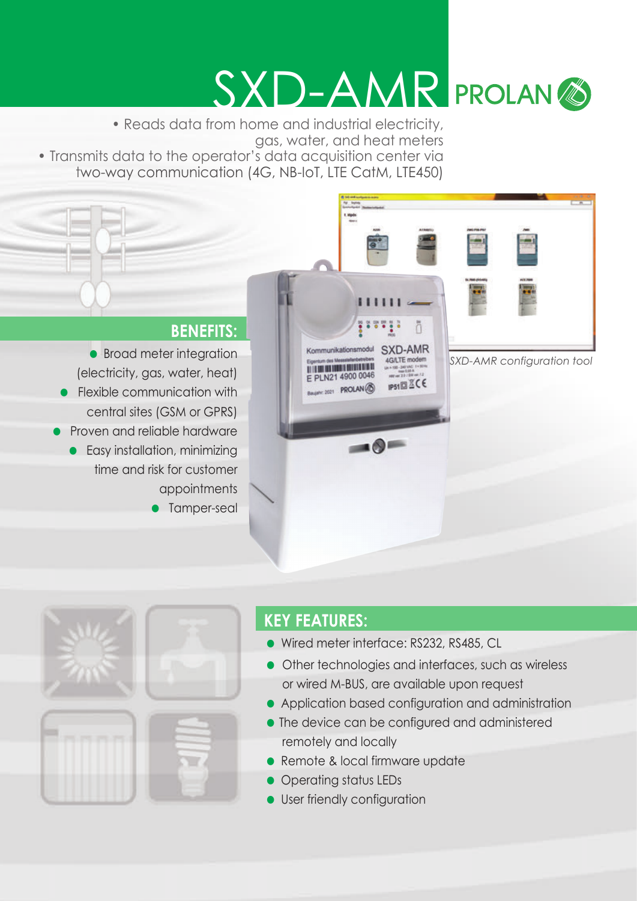# SXD-AMR

PROLAN

- Reads data from home and industrial electricity, gas, water, and heat meters
- Transmits data to the operator's data acquisition center via two-way communication (4G, NB-IoT, LTE CatM, LTE450)

*SXD-AMR configuration tool*

## BENEFITS:

- Broad meter integration (electricity, gas, water, heat)
- Flexible communication with central sites (GSM or GPRS)
- Proven and reliable hardware
- Easy installation, minimizing time and risk for customer appointments
- Tamper-seal

## KEY FEATURES:

- Wired meter interface: RS232, RS485, CL
- Other technologies and interfaces, such as wireless or wired M-BUS, are available upon request
- Application based configuration and administration
- The device can be configured and administered remotely and locally
- Remote & local firmware update
- Operating status LEDs
- User friendly configuration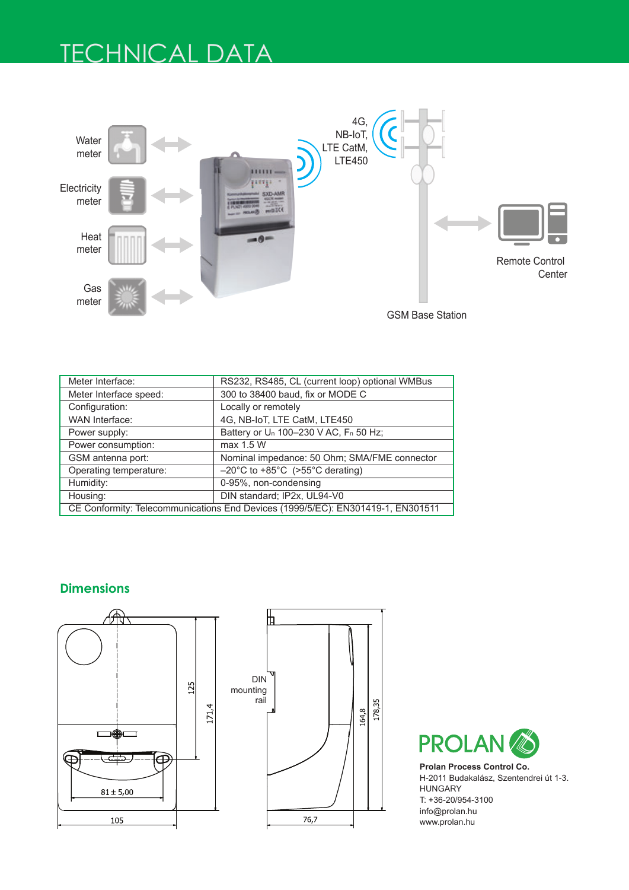# TECHNICAL DATA

Water meter

Electricity meter

Heat meter

Gas meter

4G, NB-IoT, LTE CatM, LTE450

Remote Control Center

GSM Base Station

| | |
|---|---|
| Meter Interface: | RS232, RS485, CL (current loop) optional WMBus |
| Meter Interface speed: | 300 to 38400 baud, fix or MODE C |
| Configuration: | Locally or remotely |
| WAN Interface: | 4G, NB-IoT, LTE CatM, LTE450 |
| Power supply: | Battery or $U_n$ 100–230 V AC, $F_n$ 50 Hz; |
| Power consumption: | max 1.5 W |
| GSM antenna port: | Nominal impedance: 50 Ohm; SMA/FME connector |
| Operating temperature: | –20°C to +85°C (>55°C derating) |
| Humidity: | 0-95%, non-condensing |
| Housing: | DIN standard; IP2x, UL94-V0 |
| CE Conformity: Telecommunications End Devices (1999/5/EC): EN301419-1, EN301511 | |

## Dimensions

125

171,4

81 ± 5,00

105

DIN mounting rail

164,8

178,35

76,7

**PROLAN**

**Prolan Process Control Co.**
H-2011 Budakalász, Szentendrei út 1-3.
HUNGARY
T: +36-20/954-3100
info@prolan.hu
www.prolan.hu